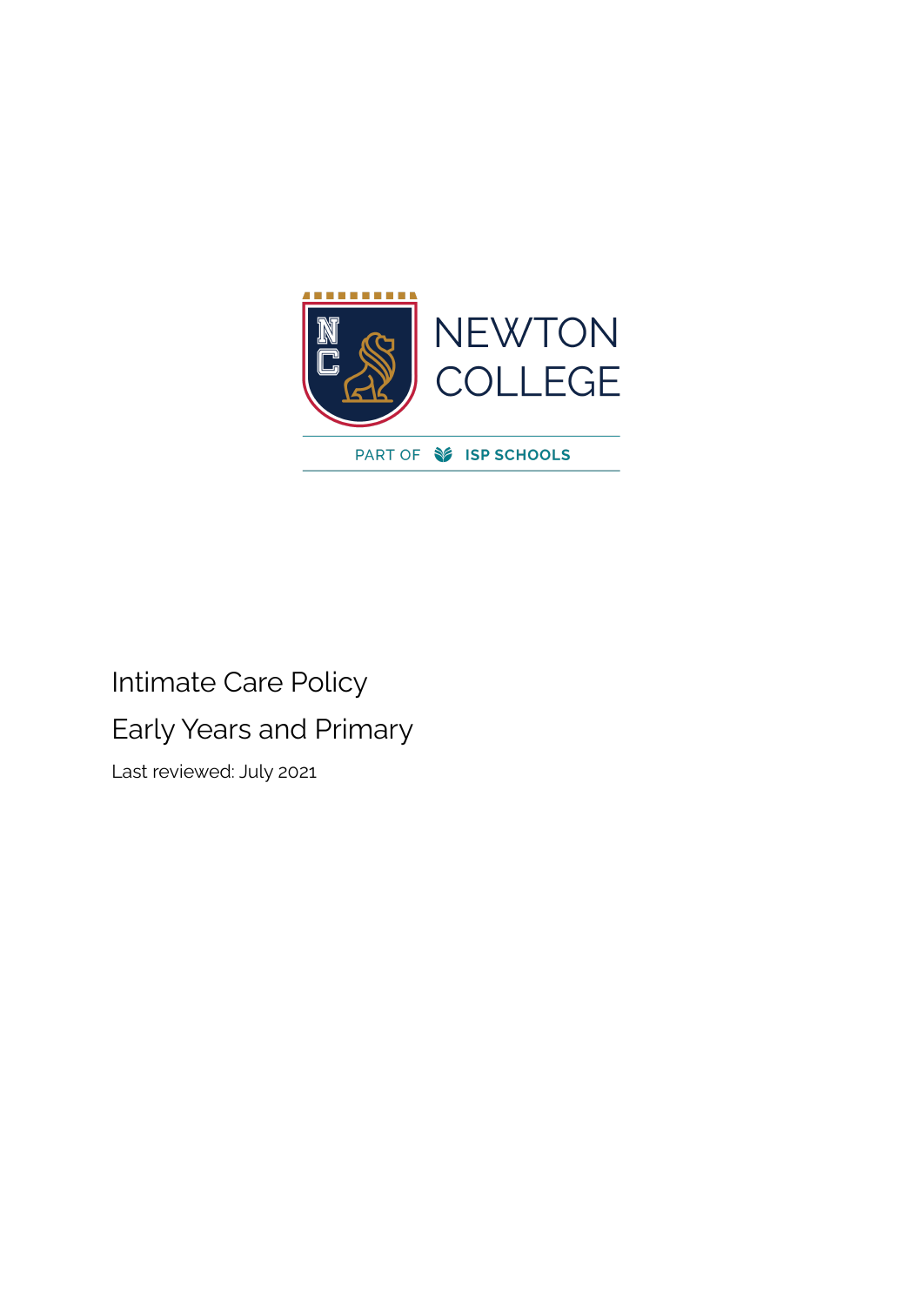NEWTON COLLEGE

PART OF ISP SCHOOLS

# Intimate Care Policy

## Early Years and Primary

Last reviewed: July 2021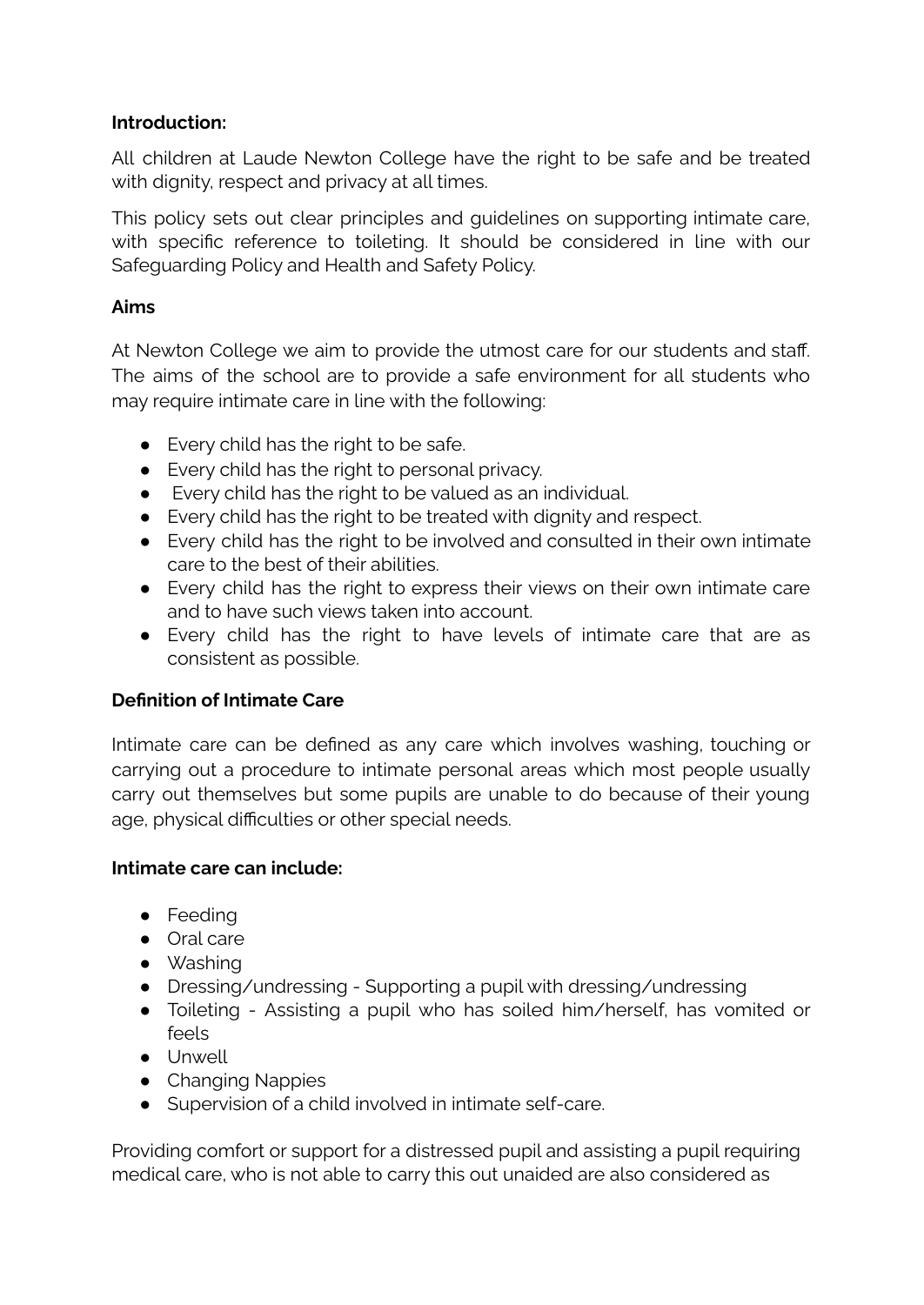**Introduction:**

All children at Laude Newton College have the right to be safe and be treated with dignity, respect and privacy at all times.

This policy sets out clear principles and guidelines on supporting intimate care, with specific reference to toileting. It should be considered in line with our Safeguarding Policy and Health and Safety Policy.

**Aims**

At Newton College we aim to provide the utmost care for our students and staff. The aims of the school are to provide a safe environment for all students who may require intimate care in line with the following:

- Every child has the right to be safe.
- Every child has the right to personal privacy.
- Every child has the right to be valued as an individual.
- Every child has the right to be treated with dignity and respect.
- Every child has the right to be involved and consulted in their own intimate care to the best of their abilities.
- Every child has the right to express their views on their own intimate care and to have such views taken into account.
- Every child has the right to have levels of intimate care that are as consistent as possible.

**Definition of Intimate Care**

Intimate care can be defined as any care which involves washing, touching or carrying out a procedure to intimate personal areas which most people usually carry out themselves but some pupils are unable to do because of their young age, physical difficulties or other special needs.

**Intimate care can include:**

- Feeding
- Oral care
- Washing
- Dressing/undressing - Supporting a pupil with dressing/undressing
- Toileting - Assisting a pupil who has soiled him/herself, has vomited or feels
- Unwell
- Changing Nappies
- Supervision of a child involved in intimate self-care.

Providing comfort or support for a distressed pupil and assisting a pupil requiring medical care, who is not able to carry this out unaided are also considered as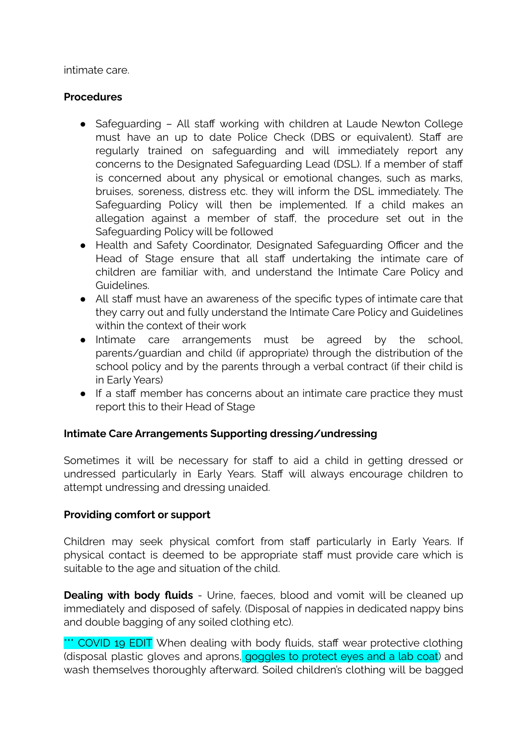intimate care.

**Procedures**

- Safeguarding – All staff working with children at Laude Newton College must have an up to date Police Check (DBS or equivalent). Staff are regularly trained on safeguarding and will immediately report any concerns to the Designated Safeguarding Lead (DSL). If a member of staff is concerned about any physical or emotional changes, such as marks, bruises, soreness, distress etc. they will inform the DSL immediately. The Safeguarding Policy will then be implemented. If a child makes an allegation against a member of staff, the procedure set out in the Safeguarding Policy will be followed
- Health and Safety Coordinator, Designated Safeguarding Officer and the Head of Stage ensure that all staff undertaking the intimate care of children are familiar with, and understand the Intimate Care Policy and Guidelines.
- All staff must have an awareness of the specific types of intimate care that they carry out and fully understand the Intimate Care Policy and Guidelines within the context of their work
- Intimate care arrangements must be agreed by the school, parents/guardian and child (if appropriate) through the distribution of the school policy and by the parents through a verbal contract (if their child is in Early Years)
- If a staff member has concerns about an intimate care practice they must report this to their Head of Stage

**Intimate Care Arrangements Supporting dressing/undressing**

Sometimes it will be necessary for staff to aid a child in getting dressed or undressed particularly in Early Years. Staff will always encourage children to attempt undressing and dressing unaided.

**Providing comfort or support**

Children may seek physical comfort from staff particularly in Early Years. If physical contact is deemed to be appropriate staff must provide care which is suitable to the age and situation of the child.

**Dealing with body fluids** - Urine, faeces, blood and vomit will be cleaned up immediately and disposed of safely. (Disposal of nappies in dedicated nappy bins and double bagging of any soiled clothing etc).

*** COVID 19 EDIT When dealing with body fluids, staff wear protective clothing (disposal plastic gloves and aprons, goggles to protect eyes and a lab coat) and wash themselves thoroughly afterward. Soiled children's clothing will be bagged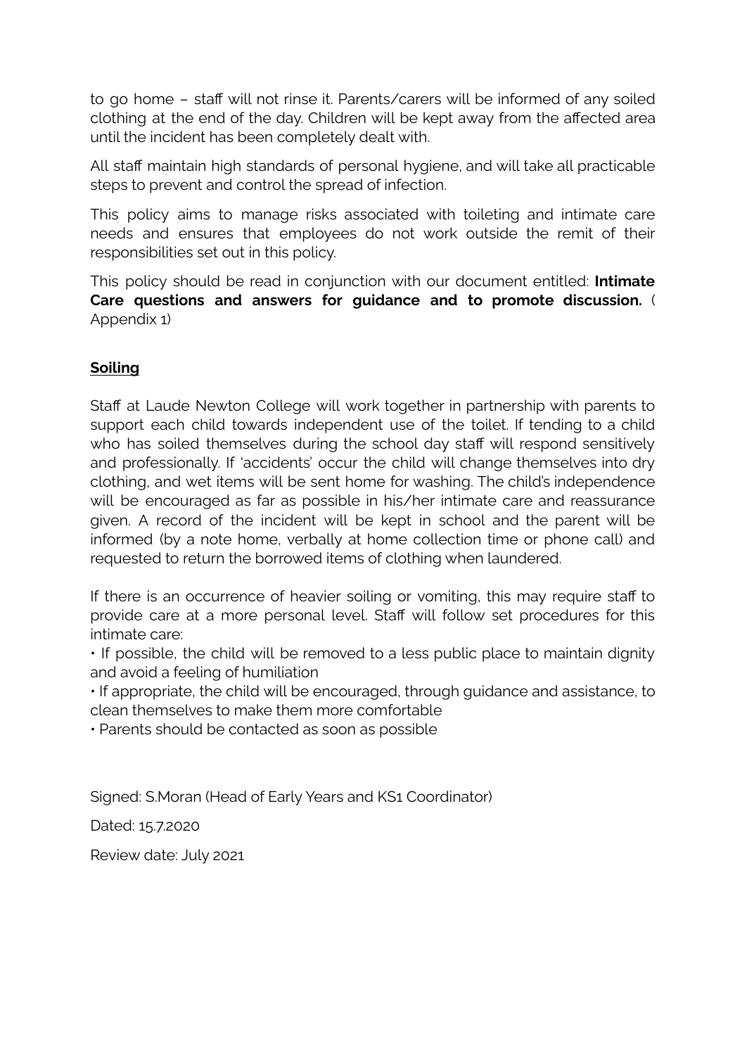to go home – staff will not rinse it. Parents/carers will be informed of any soiled clothing at the end of the day. Children will be kept away from the affected area until the incident has been completely dealt with.

All staff maintain high standards of personal hygiene, and will take all practicable steps to prevent and control the spread of infection.

This policy aims to manage risks associated with toileting and intimate care needs and ensures that employees do not work outside the remit of their responsibilities set out in this policy.

This policy should be read in conjunction with our document entitled: **Intimate Care questions and answers for guidance and to promote discussion.** ( Appendix 1)

## Soiling

Staff at Laude Newton College will work together in partnership with parents to support each child towards independent use of the toilet. If tending to a child who has soiled themselves during the school day staff will respond sensitively and professionally. If 'accidents' occur the child will change themselves into dry clothing, and wet items will be sent home for washing. The child's independence will be encouraged as far as possible in his/her intimate care and reassurance given. A record of the incident will be kept in school and the parent will be informed (by a note home, verbally at home collection time or phone call) and requested to return the borrowed items of clothing when laundered.

If there is an occurrence of heavier soiling or vomiting, this may require staff to provide care at a more personal level. Staff will follow set procedures for this intimate care:

- If possible, the child will be removed to a less public place to maintain dignity and avoid a feeling of humiliation
- If appropriate, the child will be encouraged, through guidance and assistance, to clean themselves to make them more comfortable
- Parents should be contacted as soon as possible

Signed: S.Moran (Head of Early Years and KS1 Coordinator)

Dated: 15.7.2020

Review date: July 2021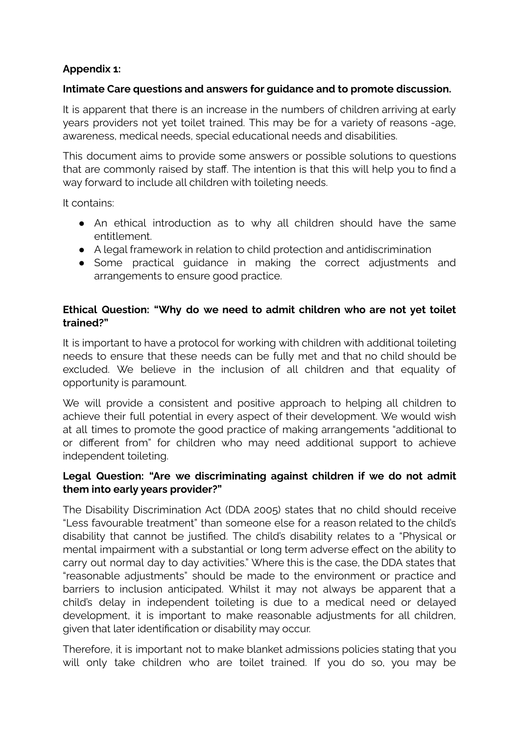**Appendix 1:**

**Intimate Care questions and answers for guidance and to promote discussion.**

It is apparent that there is an increase in the numbers of children arriving at early years providers not yet toilet trained. This may be for a variety of reasons -age, awareness, medical needs, special educational needs and disabilities.

This document aims to provide some answers or possible solutions to questions that are commonly raised by staff. The intention is that this will help you to find a way forward to include all children with toileting needs.

It contains:

- An ethical introduction as to why all children should have the same entitlement.
- A legal framework in relation to child protection and antidiscrimination
- Some practical guidance in making the correct adjustments and arrangements to ensure good practice.

**Ethical Question: "Why do we need to admit children who are not yet toilet trained?"**

It is important to have a protocol for working with children with additional toileting needs to ensure that these needs can be fully met and that no child should be excluded. We believe in the inclusion of all children and that equality of opportunity is paramount.

We will provide a consistent and positive approach to helping all children to achieve their full potential in every aspect of their development. We would wish at all times to promote the good practice of making arrangements "additional to or different from" for children who may need additional support to achieve independent toileting.

**Legal Question: "Are we discriminating against children if we do not admit them into early years provider?"**

The Disability Discrimination Act (DDA 2005) states that no child should receive "Less favourable treatment" than someone else for a reason related to the child's disability that cannot be justified. The child's disability relates to a "Physical or mental impairment with a substantial or long term adverse effect on the ability to carry out normal day to day activities." Where this is the case, the DDA states that "reasonable adjustments" should be made to the environment or practice and barriers to inclusion anticipated. Whilst it may not always be apparent that a child's delay in independent toileting is due to a medical need or delayed development, it is important to make reasonable adjustments for all children, given that later identification or disability may occur.

Therefore, it is important not to make blanket admissions policies stating that you will only take children who are toilet trained. If you do so, you may be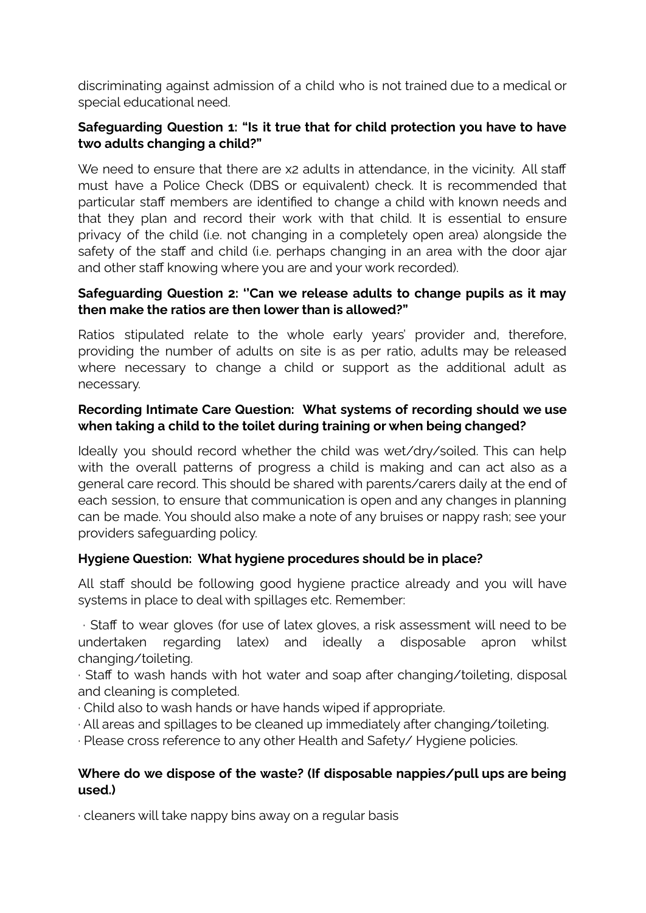discriminating against admission of a child who is not trained due to a medical or special educational need.

**Safeguarding Question 1: "Is it true that for child protection you have to have two adults changing a child?"**

We need to ensure that there are x2 adults in attendance, in the vicinity. All staff must have a Police Check (DBS or equivalent) check. It is recommended that particular staff members are identified to change a child with known needs and that they plan and record their work with that child. It is essential to ensure privacy of the child (i.e. not changing in a completely open area) alongside the safety of the staff and child (i.e. perhaps changing in an area with the door ajar and other staff knowing where you are and your work recorded).

**Safeguarding Question 2: ''Can we release adults to change pupils as it may then make the ratios are then lower than is allowed?"**

Ratios stipulated relate to the whole early years' provider and, therefore, providing the number of adults on site is as per ratio, adults may be released where necessary to change a child or support as the additional adult as necessary.

**Recording Intimate Care Question: What systems of recording should we use when taking a child to the toilet during training or when being changed?**

Ideally you should record whether the child was wet/dry/soiled. This can help with the overall patterns of progress a child is making and can act also as a general care record. This should be shared with parents/carers daily at the end of each session, to ensure that communication is open and any changes in planning can be made. You should also make a note of any bruises or nappy rash; see your providers safeguarding policy.

**Hygiene Question: What hygiene procedures should be in place?**

All staff should be following good hygiene practice already and you will have systems in place to deal with spillages etc. Remember:

- Staff to wear gloves (for use of latex gloves, a risk assessment will need to be undertaken regarding latex) and ideally a disposable apron whilst changing/toileting.
- Staff to wash hands with hot water and soap after changing/toileting, disposal and cleaning is completed.
- Child also to wash hands or have hands wiped if appropriate.
- All areas and spillages to be cleaned up immediately after changing/toileting.
- Please cross reference to any other Health and Safety/ Hygiene policies.

**Where do we dispose of the waste? (If disposable nappies/pull ups are being used.)**

- cleaners will take nappy bins away on a regular basis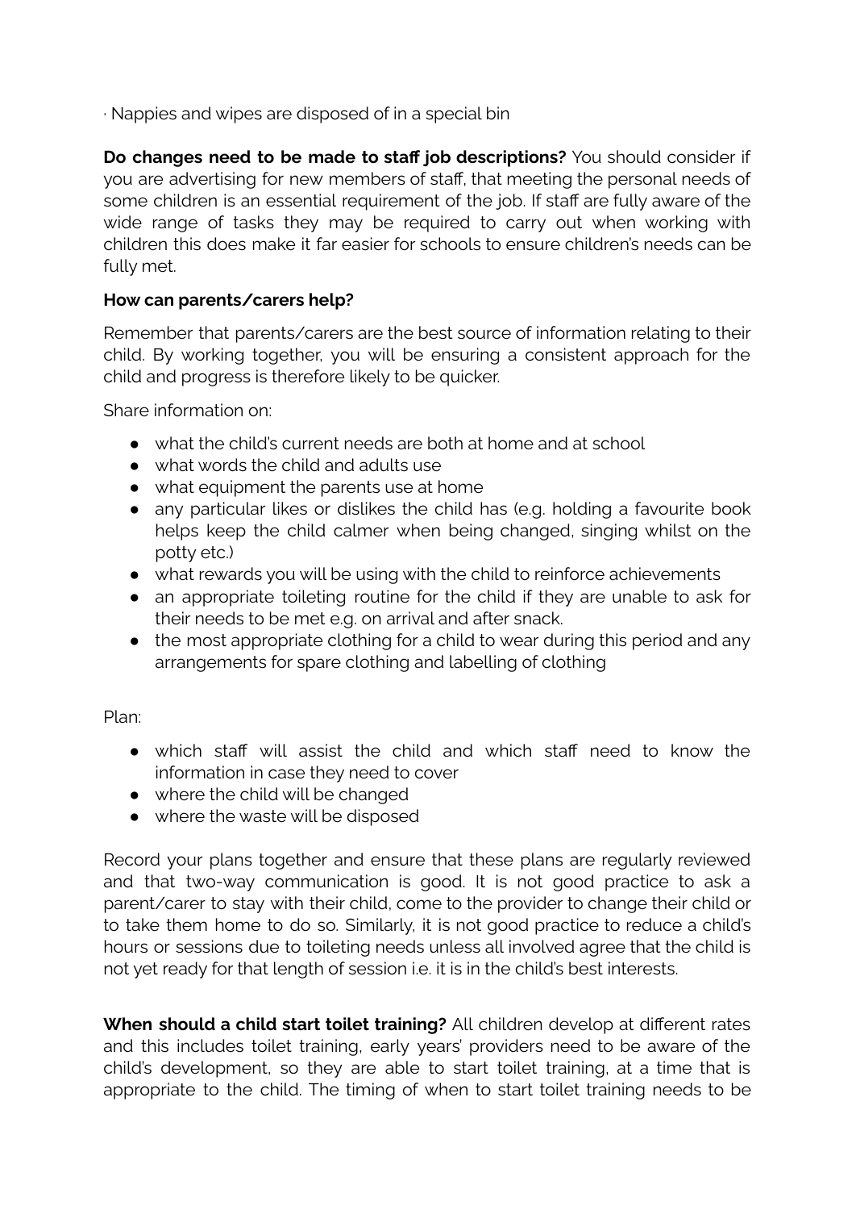· Nappies and wipes are disposed of in a special bin

**Do changes need to be made to staff job descriptions?** You should consider if you are advertising for new members of staff, that meeting the personal needs of some children is an essential requirement of the job. If staff are fully aware of the wide range of tasks they may be required to carry out when working with children this does make it far easier for schools to ensure children's needs can be fully met.

**How can parents/carers help?**

Remember that parents/carers are the best source of information relating to their child. By working together, you will be ensuring a consistent approach for the child and progress is therefore likely to be quicker.

Share information on:

- what the child's current needs are both at home and at school
- what words the child and adults use
- what equipment the parents use at home
- any particular likes or dislikes the child has (e.g. holding a favourite book helps keep the child calmer when being changed, singing whilst on the potty etc.)
- what rewards you will be using with the child to reinforce achievements
- an appropriate toileting routine for the child if they are unable to ask for their needs to be met e.g. on arrival and after snack.
- the most appropriate clothing for a child to wear during this period and any arrangements for spare clothing and labelling of clothing

Plan:

- which staff will assist the child and which staff need to know the information in case they need to cover
- where the child will be changed
- where the waste will be disposed

Record your plans together and ensure that these plans are regularly reviewed and that two-way communication is good. It is not good practice to ask a parent/carer to stay with their child, come to the provider to change their child or to take them home to do so. Similarly, it is not good practice to reduce a child's hours or sessions due to toileting needs unless all involved agree that the child is not yet ready for that length of session i.e. it is in the child's best interests.

**When should a child start toilet training?** All children develop at different rates and this includes toilet training, early years' providers need to be aware of the child's development, so they are able to start toilet training, at a time that is appropriate to the child. The timing of when to start toilet training needs to be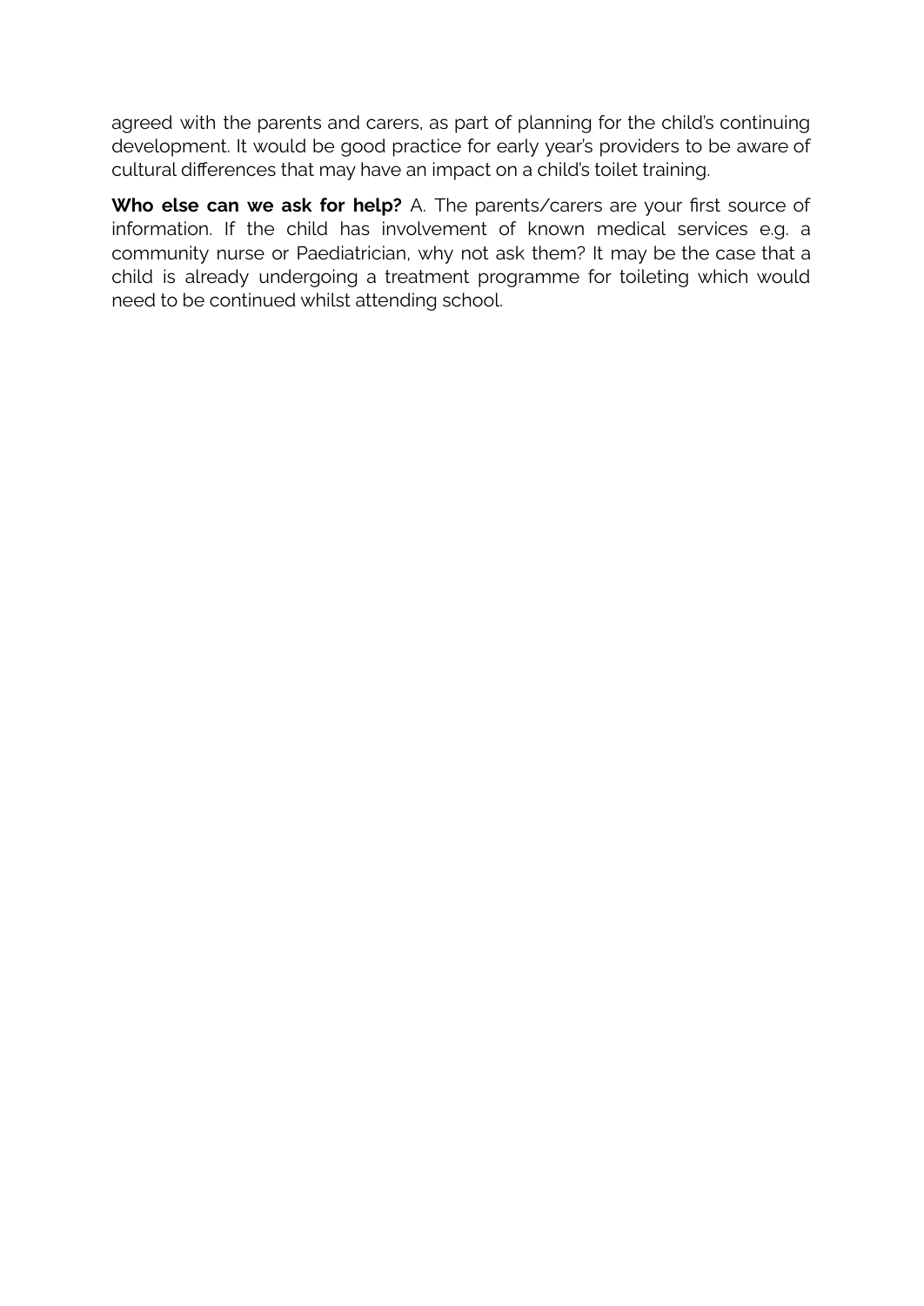agreed with the parents and carers, as part of planning for the child's continuing development. It would be good practice for early year's providers to be aware of cultural differences that may have an impact on a child's toilet training.

**Who else can we ask for help?** A. The parents/carers are your first source of information. If the child has involvement of known medical services e.g. a community nurse or Paediatrician, why not ask them? It may be the case that a child is already undergoing a treatment programme for toileting which would need to be continued whilst attending school.